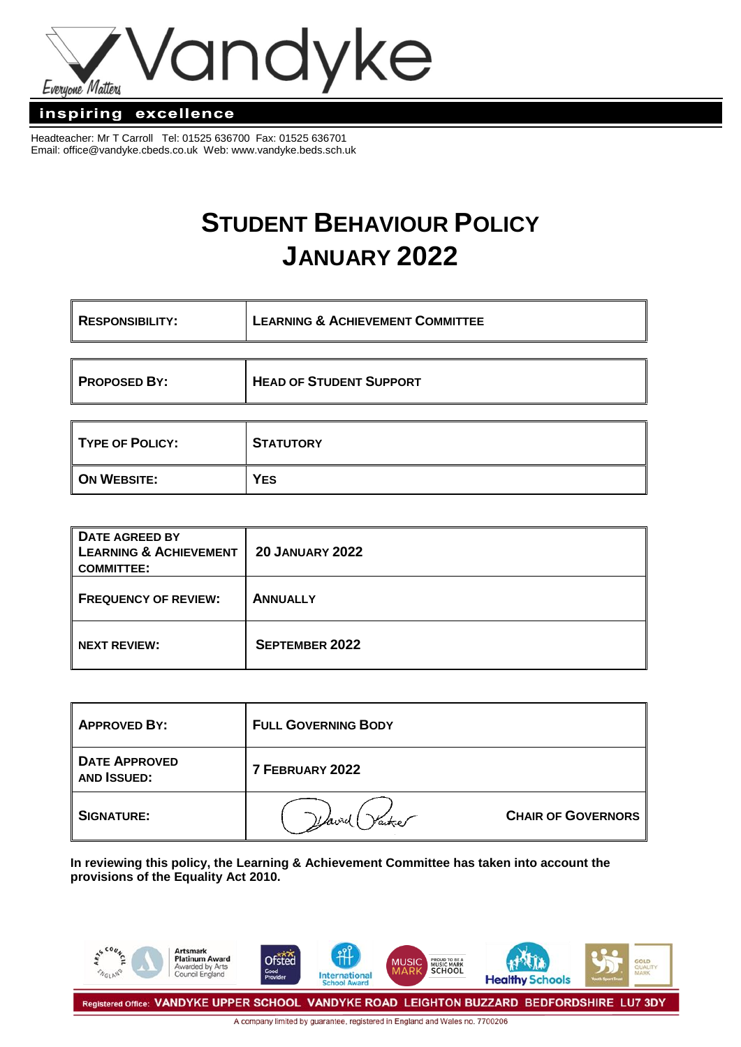Vandyke

Everyone Matters

**inspiring excellence**

Headteacher: Mr T Carroll Tel: 01525 636700 Fax: 01525 636701
Email: office@vandyke.cbeds.co.uk Web: www.vandyke.beds.sch.uk

# STUDENT BEHAVIOUR POLICY JANUARY 2022

| | |
|---|---|
| **RESPONSIBILITY:** | **LEARNING & ACHIEVEMENT COMMITTEE** |

| | |
|---|---|
| **PROPOSED BY:** | **HEAD OF STUDENT SUPPORT** |

| | |
|---|---|
| **TYPE OF POLICY:** | **STATUTORY** |
| **ON WEBSITE:** | **YES** |

| | |
|---|---|
| **DATE AGREED BY LEARNING & ACHIEVEMENT COMMITTEE:** | **20 JANUARY 2022** |
| **FREQUENCY OF REVIEW:** | **ANNUALLY** |
| **NEXT REVIEW:** | **SEPTEMBER 2022** |

| | |
|---|---|
| **APPROVED BY:** | **FULL GOVERNING BODY** |
| **DATE APPROVED AND ISSUED:** | **7 FEBRUARY 2022** |
| **SIGNATURE:** | David Parker **CHAIR OF GOVERNORS** |

**In reviewing this policy, the Learning & Achievement Committee has taken into account the provisions of the Equality Act 2010.**

Registered Office: VANDYKE UPPER SCHOOL VANDYKE ROAD LEIGHTON BUZZARD BEDFORDSHIRE LU7 3DY

A company limited by guarantee, registered in England and Wales no. 7700206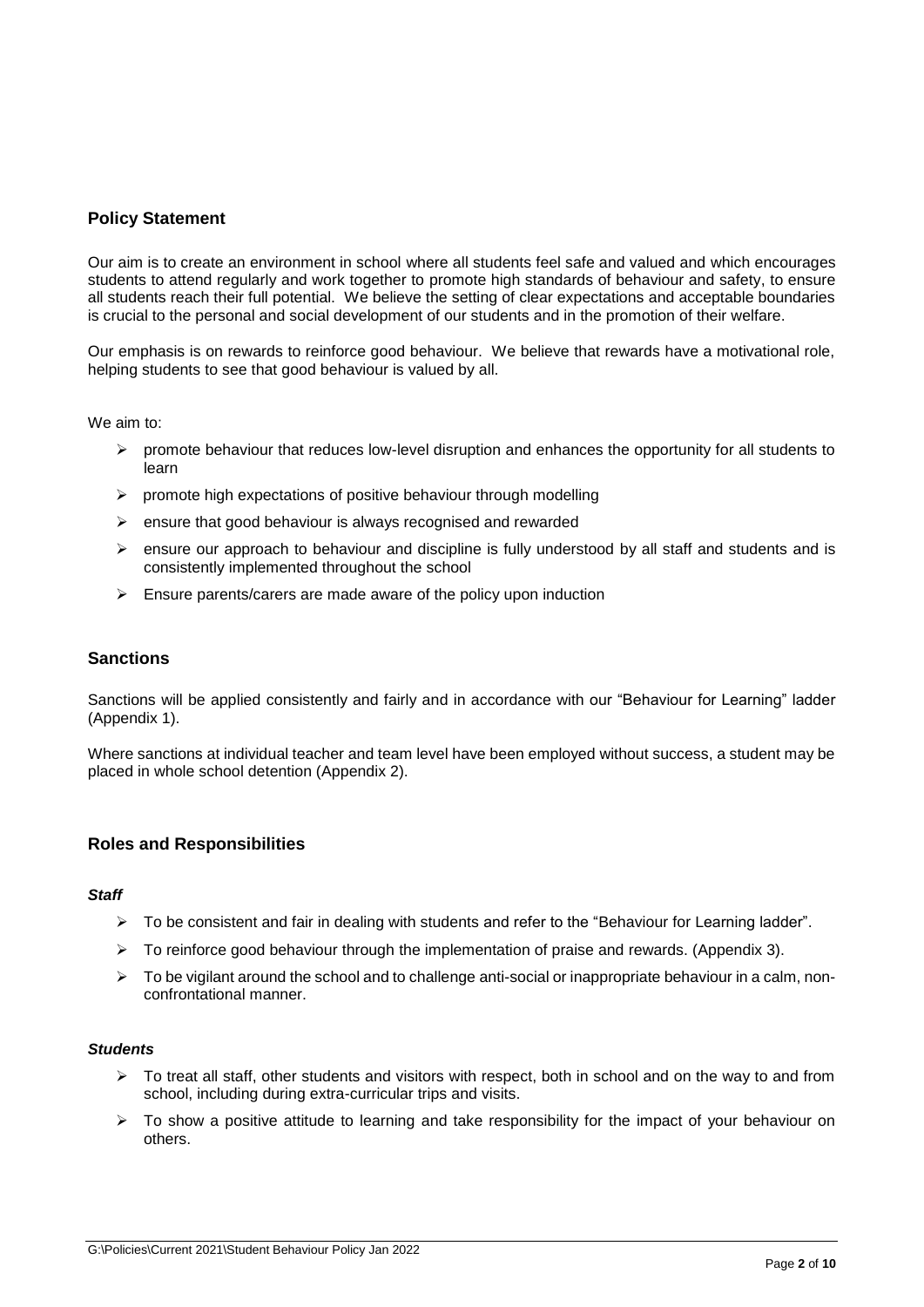## Policy Statement

Our aim is to create an environment in school where all students feel safe and valued and which encourages students to attend regularly and work together to promote high standards of behaviour and safety, to ensure all students reach their full potential. We believe the setting of clear expectations and acceptable boundaries is crucial to the personal and social development of our students and in the promotion of their welfare.

Our emphasis is on rewards to reinforce good behaviour. We believe that rewards have a motivational role, helping students to see that good behaviour is valued by all.

We aim to:

- promote behaviour that reduces low-level disruption and enhances the opportunity for all students to learn
- promote high expectations of positive behaviour through modelling
- ensure that good behaviour is always recognised and rewarded
- ensure our approach to behaviour and discipline is fully understood by all staff and students and is consistently implemented throughout the school
- Ensure parents/carers are made aware of the policy upon induction

## Sanctions

Sanctions will be applied consistently and fairly and in accordance with our "Behaviour for Learning" ladder (Appendix 1).

Where sanctions at individual teacher and team level have been employed without success, a student may be placed in whole school detention (Appendix 2).

## Roles and Responsibilities

### *Staff*

- To be consistent and fair in dealing with students and refer to the "Behaviour for Learning ladder".
- To reinforce good behaviour through the implementation of praise and rewards. (Appendix 3).
- To be vigilant around the school and to challenge anti-social or inappropriate behaviour in a calm, non-confrontational manner.

### *Students*

- To treat all staff, other students and visitors with respect, both in school and on the way to and from school, including during extra-curricular trips and visits.
- To show a positive attitude to learning and take responsibility for the impact of your behaviour on others.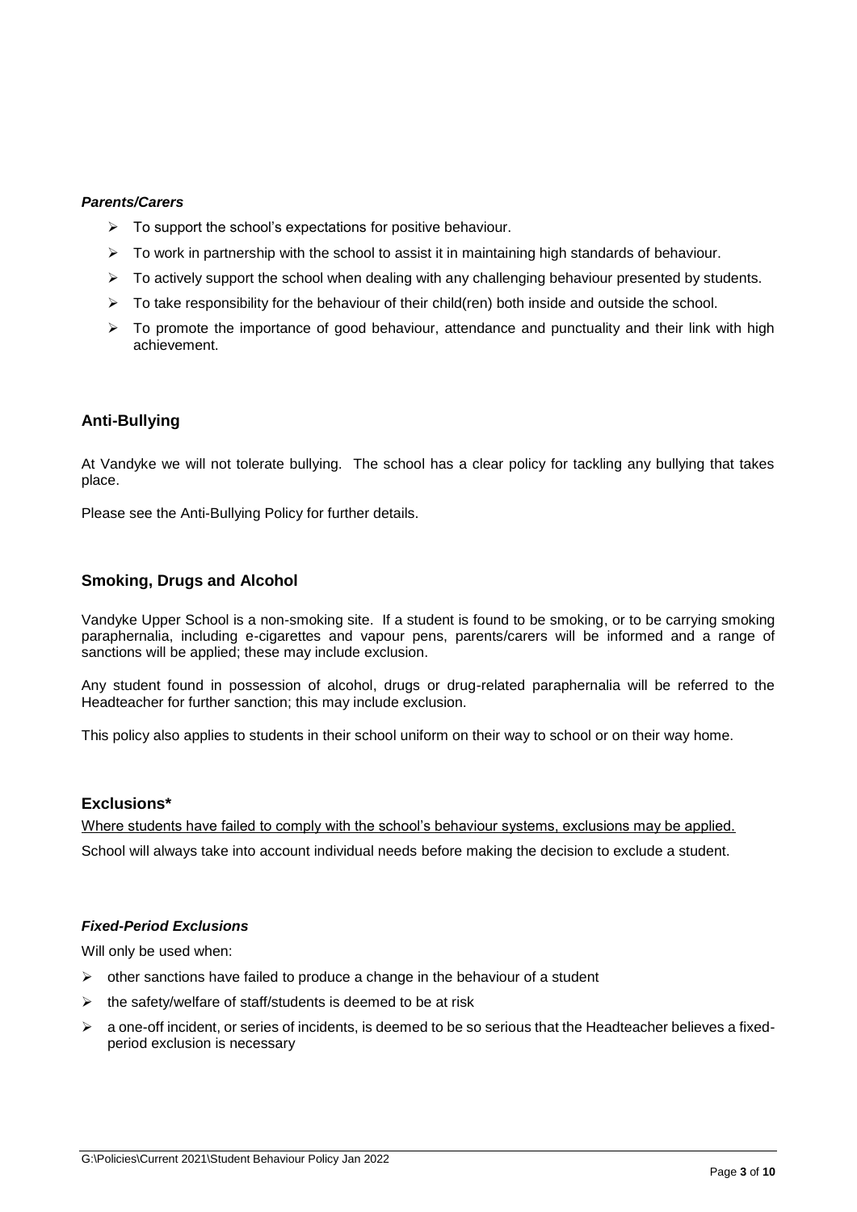***Parents/Carers***

- To support the school's expectations for positive behaviour.
- To work in partnership with the school to assist it in maintaining high standards of behaviour.
- To actively support the school when dealing with any challenging behaviour presented by students.
- To take responsibility for the behaviour of their child(ren) both inside and outside the school.
- To promote the importance of good behaviour, attendance and punctuality and their link with high achievement.

## Anti-Bullying

At Vandyke we will not tolerate bullying. The school has a clear policy for tackling any bullying that takes place.

Please see the Anti-Bullying Policy for further details.

## Smoking, Drugs and Alcohol

Vandyke Upper School is a non-smoking site. If a student is found to be smoking, or to be carrying smoking paraphernalia, including e-cigarettes and vapour pens, parents/carers will be informed and a range of sanctions will be applied; these may include exclusion.

Any student found in possession of alcohol, drugs or drug-related paraphernalia will be referred to the Headteacher for further sanction; this may include exclusion.

This policy also applies to students in their school uniform on their way to school or on their way home.

## Exclusions*

<u>Where students have failed to comply with the school's behaviour systems, exclusions may be applied.</u>

School will always take into account individual needs before making the decision to exclude a student.

***Fixed-Period Exclusions***

Will only be used when:

- other sanctions have failed to produce a change in the behaviour of a student
- the safety/welfare of staff/students is deemed to be at risk
- a one-off incident, or series of incidents, is deemed to be so serious that the Headteacher believes a fixed-period exclusion is necessary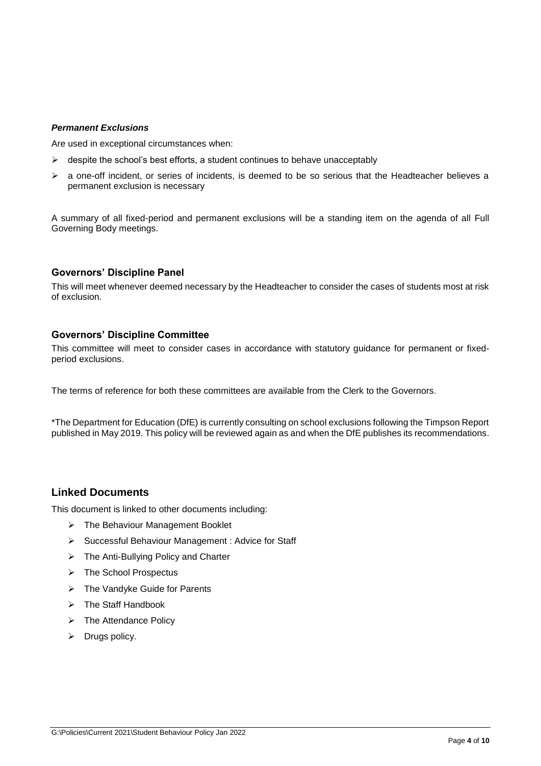### *Permanent Exclusions*

Are used in exceptional circumstances when:

- despite the school's best efforts, a student continues to behave unacceptably
- a one-off incident, or series of incidents, is deemed to be so serious that the Headteacher believes a permanent exclusion is necessary

A summary of all fixed-period and permanent exclusions will be a standing item on the agenda of all Full Governing Body meetings.

### Governors' Discipline Panel

This will meet whenever deemed necessary by the Headteacher to consider the cases of students most at risk of exclusion.

### Governors' Discipline Committee

This committee will meet to consider cases in accordance with statutory guidance for permanent or fixed-period exclusions.

The terms of reference for both these committees are available from the Clerk to the Governors.

*The Department for Education (DfE) is currently consulting on school exclusions following the Timpson Report published in May 2019. This policy will be reviewed again as and when the DfE publishes its recommendations.

## Linked Documents

This document is linked to other documents including:

- The Behaviour Management Booklet
- Successful Behaviour Management : Advice for Staff
- The Anti-Bullying Policy and Charter
- The School Prospectus
- The Vandyke Guide for Parents
- The Staff Handbook
- The Attendance Policy
- Drugs policy.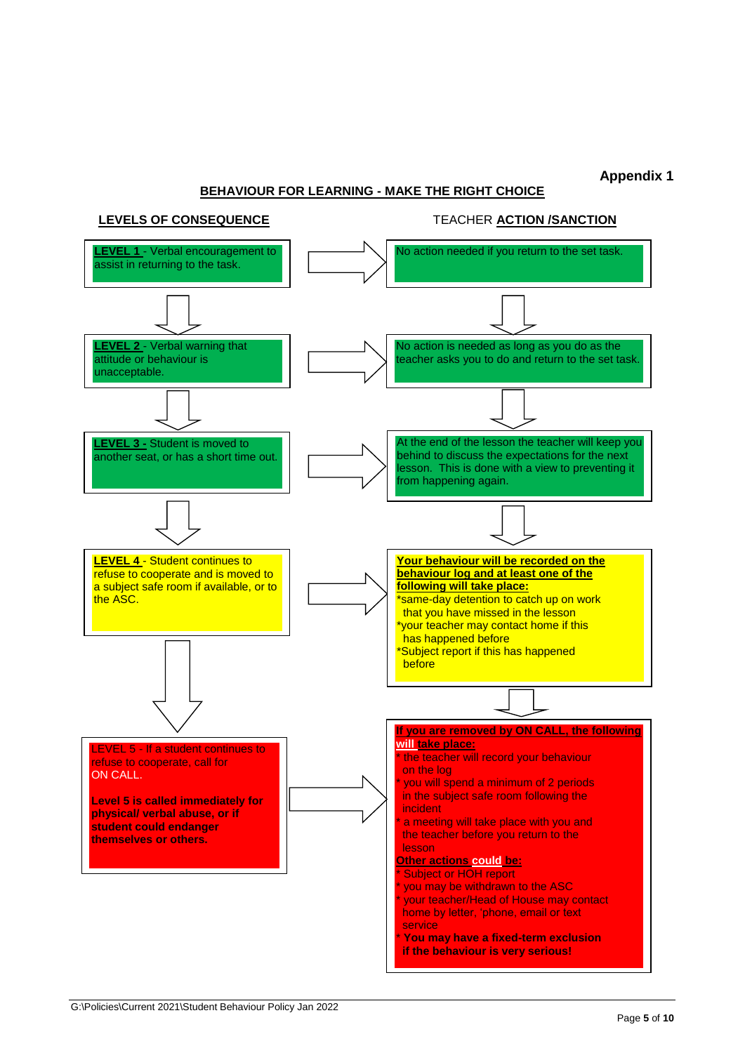**Appendix 1**

## BEHAVIOUR FOR LEARNING - MAKE THE RIGHT CHOICE

| LEVELS OF CONSEQUENCE | TEACHER ACTION /SANCTION |
| --- | --- |
| **LEVEL 1** - Verbal encouragement to assist in returning to the task. | No action needed if you return to the set task. |
| **LEVEL 2** - Verbal warning that attitude or behaviour is unacceptable. | No action is needed as long as you do as the teacher asks you to do and return to the set task. |
| **LEVEL 3** - Student is moved to another seat, or has a short time out. | At the end of the lesson the teacher will keep you behind to discuss the expectations for the next lesson. This is done with a view to preventing it from happening again. |
| **LEVEL 4** - Student continues to refuse to cooperate and is moved to a subject safe room if available, or to the ASC. | **Your behaviour will be recorded on the behaviour log and at least one of the following will take place:**<br>*same-day detention to catch up on work that you have missed in the lesson<br>*your teacher may contact home if this has happened before<br>*Subject report if this has happened before |
| LEVEL 5 - If a student continues to refuse to cooperate, call for ON CALL.<br><br>**Level 5 is called immediately for physical/ verbal abuse, or if student could endanger themselves or others.** | **If you are removed by ON CALL, the following will take place:**<br>* the teacher will record your behaviour on the log<br>* you will spend a minimum of 2 periods in the subject safe room following the incident<br>* a meeting will take place with you and the teacher before you return to the lesson<br>**Other actions could be:**<br>* Subject or HOH report<br>* you may be withdrawn to the ASC<br>* your teacher/Head of House may contact home by letter, 'phone, email or text service<br>**\* You may have a fixed-term exclusion if the behaviour is very serious!** |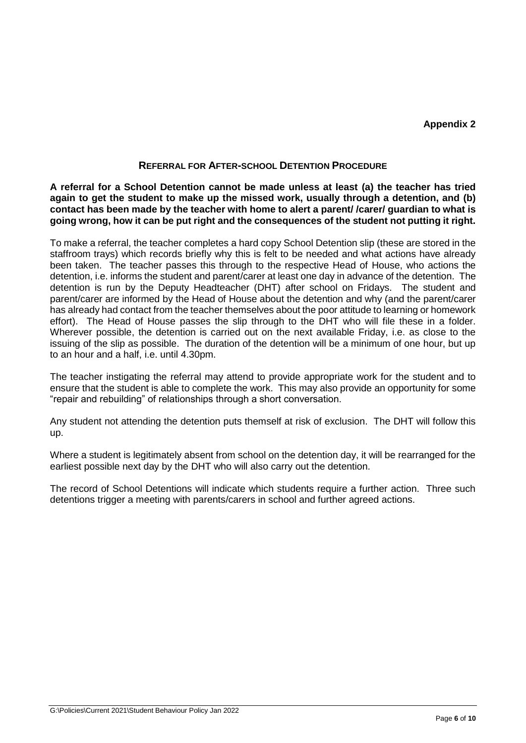**Appendix 2**

## Referral for After-school Detention Procedure

**A referral for a School Detention cannot be made unless at least (a) the teacher has tried again to get the student to make up the missed work, usually through a detention, and (b) contact has been made by the teacher with home to alert a parent/ /carer/ guardian to what is going wrong, how it can be put right and the consequences of the student not putting it right.**

To make a referral, the teacher completes a hard copy School Detention slip (these are stored in the staffroom trays) which records briefly why this is felt to be needed and what actions have already been taken. The teacher passes this through to the respective Head of House, who actions the detention, i.e. informs the student and parent/carer at least one day in advance of the detention. The detention is run by the Deputy Headteacher (DHT) after school on Fridays. The student and parent/carer are informed by the Head of House about the detention and why (and the parent/carer has already had contact from the teacher themselves about the poor attitude to learning or homework effort). The Head of House passes the slip through to the DHT who will file these in a folder. Wherever possible, the detention is carried out on the next available Friday, i.e. as close to the issuing of the slip as possible. The duration of the detention will be a minimum of one hour, but up to an hour and a half, i.e. until 4.30pm.

The teacher instigating the referral may attend to provide appropriate work for the student and to ensure that the student is able to complete the work. This may also provide an opportunity for some "repair and rebuilding" of relationships through a short conversation.

Any student not attending the detention puts themself at risk of exclusion. The DHT will follow this up.

Where a student is legitimately absent from school on the detention day, it will be rearranged for the earliest possible next day by the DHT who will also carry out the detention.

The record of School Detentions will indicate which students require a further action. Three such detentions trigger a meeting with parents/carers in school and further agreed actions.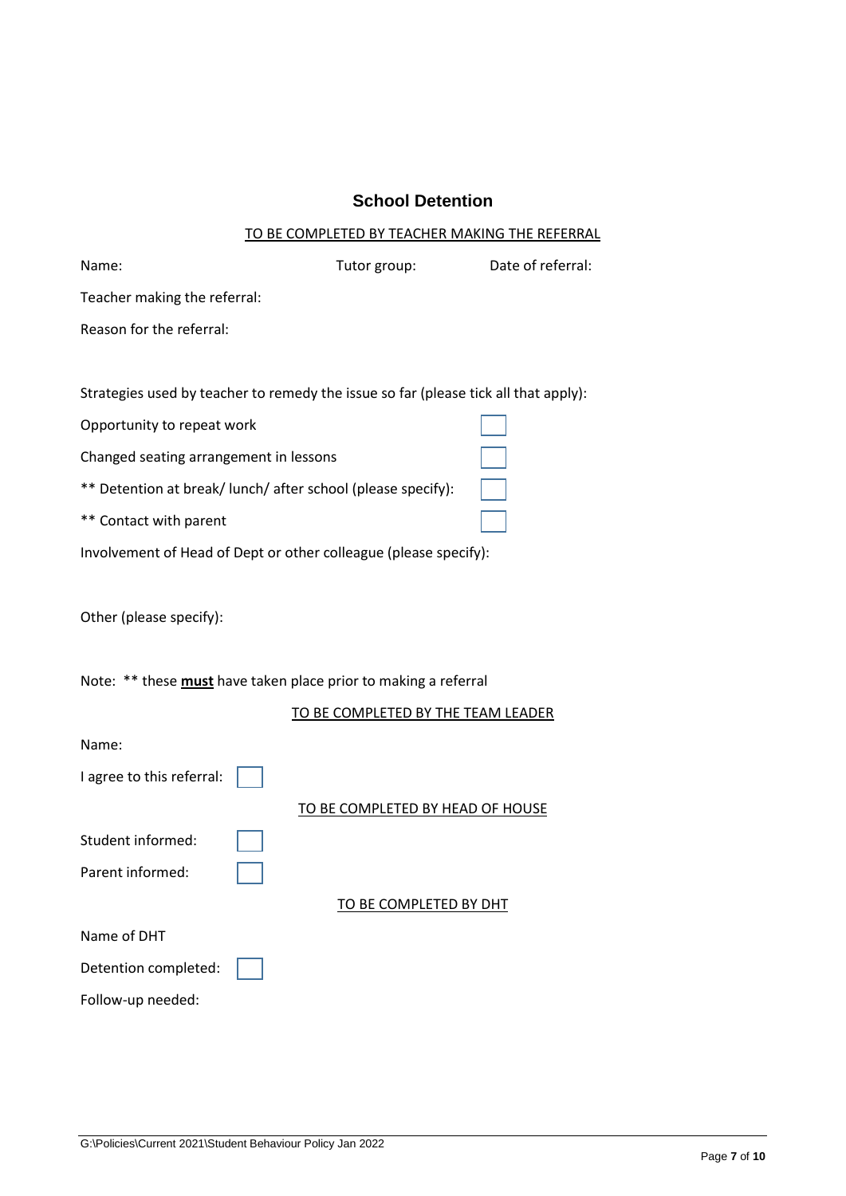# School Detention

<u>TO BE COMPLETED BY TEACHER MAKING THE REFERRAL</u>

Name: Tutor group: Date of referral:

Teacher making the referral:

Reason for the referral:

Strategies used by teacher to remedy the issue so far (please tick all that apply):

Opportunity to repeat work ☐

Changed seating arrangement in lessons ☐

** Detention at break/ lunch/ after school (please specify): ☐

** Contact with parent ☐

Involvement of Head of Dept or other colleague (please specify):

Other (please specify):

Note: ** these **<u>must</u>** have taken place prior to making a referral

<u>TO BE COMPLETED BY THE TEAM LEADER</u>

Name:

I agree to this referral: ☐

<u>TO BE COMPLETED BY HEAD OF HOUSE</u>

Student informed: ☐

Parent informed: ☐

<u>TO BE COMPLETED BY DHT</u>

Name of DHT

Detention completed: ☐

Follow-up needed: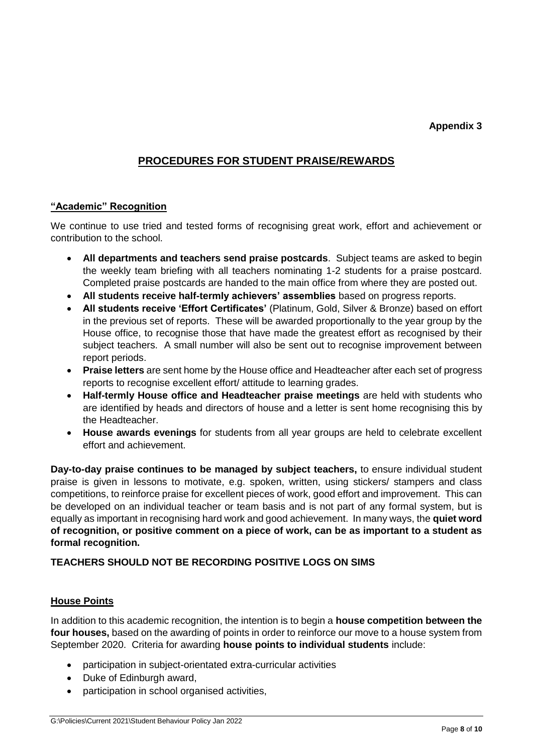**Appendix 3**

## PROCEDURES FOR STUDENT PRAISE/REWARDS

### "Academic" Recognition

We continue to use tried and tested forms of recognising great work, effort and achievement or contribution to the school.

- **All departments and teachers send praise postcards**. Subject teams are asked to begin the weekly team briefing with all teachers nominating 1-2 students for a praise postcard. Completed praise postcards are handed to the main office from where they are posted out.
- **All students receive half-termly achievers' assemblies** based on progress reports.
- **All students receive 'Effort Certificates'** (Platinum, Gold, Silver & Bronze) based on effort in the previous set of reports. These will be awarded proportionally to the year group by the House office, to recognise those that have made the greatest effort as recognised by their subject teachers. A small number will also be sent out to recognise improvement between report periods.
- **Praise letters** are sent home by the House office and Headteacher after each set of progress reports to recognise excellent effort/ attitude to learning grades.
- **Half-termly House office and Headteacher praise meetings** are held with students who are identified by heads and directors of house and a letter is sent home recognising this by the Headteacher.
- **House awards evenings** for students from all year groups are held to celebrate excellent effort and achievement.

**Day-to-day praise continues to be managed by subject teachers,** to ensure individual student praise is given in lessons to motivate, e.g. spoken, written, using stickers/ stampers and class competitions, to reinforce praise for excellent pieces of work, good effort and improvement. This can be developed on an individual teacher or team basis and is not part of any formal system, but is equally as important in recognising hard work and good achievement. In many ways, the **quiet word of recognition, or positive comment on a piece of work, can be as important to a student as formal recognition.**

**TEACHERS SHOULD NOT BE RECORDING POSITIVE LOGS ON SIMS**

### House Points

In addition to this academic recognition, the intention is to begin a **house competition between the four houses,** based on the awarding of points in order to reinforce our move to a house system from September 2020. Criteria for awarding **house points to individual students** include:

- participation in subject-orientated extra-curricular activities
- Duke of Edinburgh award,
- participation in school organised activities,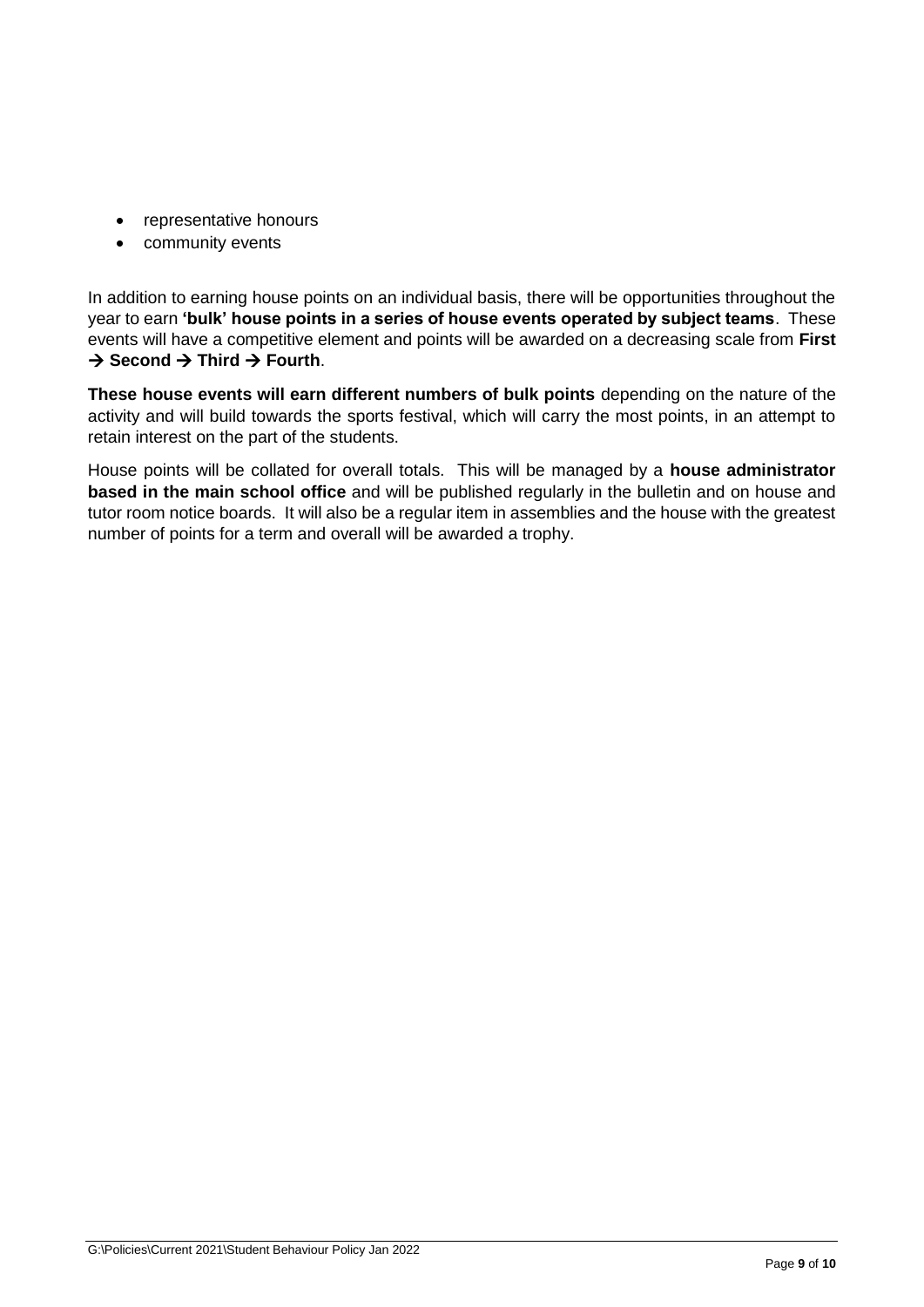- representative honours
- community events

In addition to earning house points on an individual basis, there will be opportunities throughout the year to earn **'bulk' house points in a series of house events operated by subject teams**. These events will have a competitive element and points will be awarded on a decreasing scale from **First → Second → Third → Fourth**.

**These house events will earn different numbers of bulk points** depending on the nature of the activity and will build towards the sports festival, which will carry the most points, in an attempt to retain interest on the part of the students.

House points will be collated for overall totals. This will be managed by a **house administrator based in the main school office** and will be published regularly in the bulletin and on house and tutor room notice boards. It will also be a regular item in assemblies and the house with the greatest number of points for a term and overall will be awarded a trophy.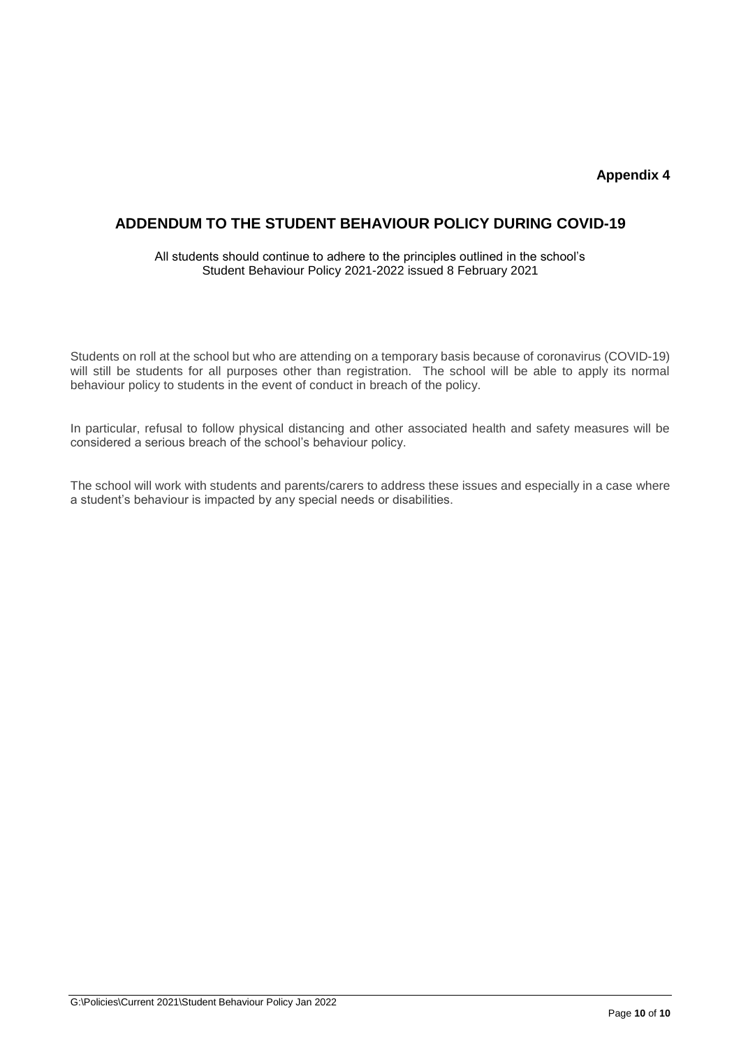**Appendix 4**

## ADDENDUM TO THE STUDENT BEHAVIOUR POLICY DURING COVID-19

All students should continue to adhere to the principles outlined in the school's Student Behaviour Policy 2021-2022 issued 8 February 2021

Students on roll at the school but who are attending on a temporary basis because of coronavirus (COVID-19) will still be students for all purposes other than registration. The school will be able to apply its normal behaviour policy to students in the event of conduct in breach of the policy.

In particular, refusal to follow physical distancing and other associated health and safety measures will be considered a serious breach of the school's behaviour policy.

The school will work with students and parents/carers to address these issues and especially in a case where a student's behaviour is impacted by any special needs or disabilities.